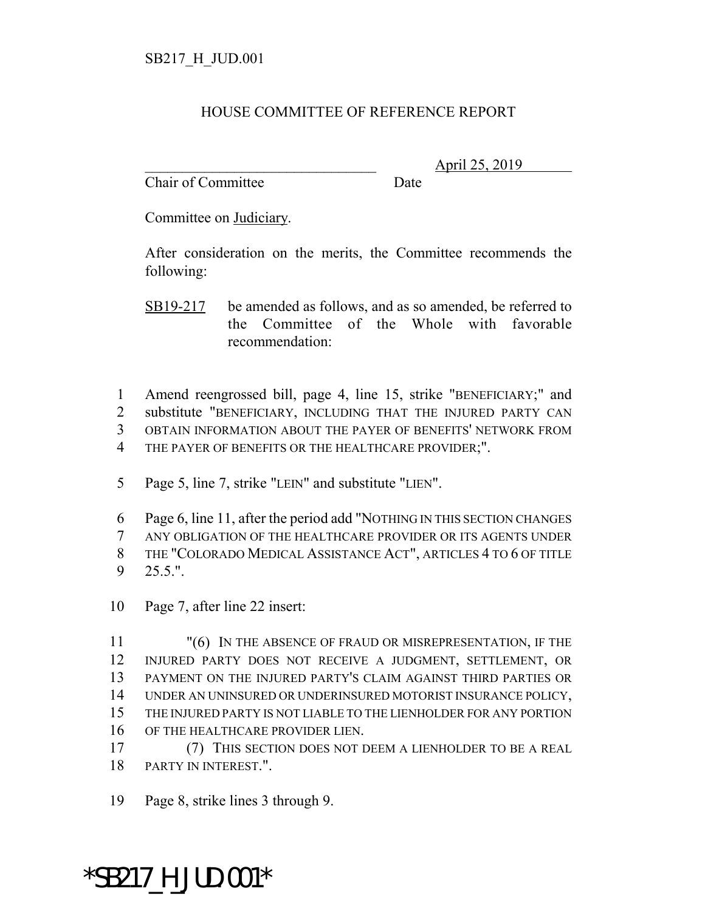SB217_H_JUD.001

# HOUSE COMMITTEE OF REFERENCE REPORT

_______________________________ April 25, 2019
Chair of Committee Date

Committee on Judiciary.

After consideration on the merits, the Committee recommends the following:

SB19-217 be amended as follows, and as so amended, be referred to the Committee of the Whole with favorable recommendation:

1 Amend reengrossed bill, page 4, line 15, strike "BENEFICIARY;" and
2 substitute "BENEFICIARY, INCLUDING THAT THE INJURED PARTY CAN
3 OBTAIN INFORMATION ABOUT THE PAYER OF BENEFITS' NETWORK FROM
4 THE PAYER OF BENEFITS OR THE HEALTHCARE PROVIDER;".

5 Page 5, line 7, strike "LEIN" and substitute "LIEN".

6 Page 6, line 11, after the period add "NOTHING IN THIS SECTION CHANGES
7 ANY OBLIGATION OF THE HEALTHCARE PROVIDER OR ITS AGENTS UNDER
8 THE "COLORADO MEDICAL ASSISTANCE ACT", ARTICLES 4 TO 6 OF TITLE
9 25.5.".

10 Page 7, after line 22 insert:

11 "(6) IN THE ABSENCE OF FRAUD OR MISREPRESENTATION, IF THE
12 INJURED PARTY DOES NOT RECEIVE A JUDGMENT, SETTLEMENT, OR
13 PAYMENT ON THE INJURED PARTY'S CLAIM AGAINST THIRD PARTIES OR
14 UNDER AN UNINSURED OR UNDERINSURED MOTORIST INSURANCE POLICY,
15 THE INJURED PARTY IS NOT LIABLE TO THE LIENHOLDER FOR ANY PORTION
16 OF THE HEALTHCARE PROVIDER LIEN.
17 (7) THIS SECTION DOES NOT DEEM A LIENHOLDER TO BE A REAL
18 PARTY IN INTEREST.".

19 Page 8, strike lines 3 through 9.

*SB217_H_JUD.001*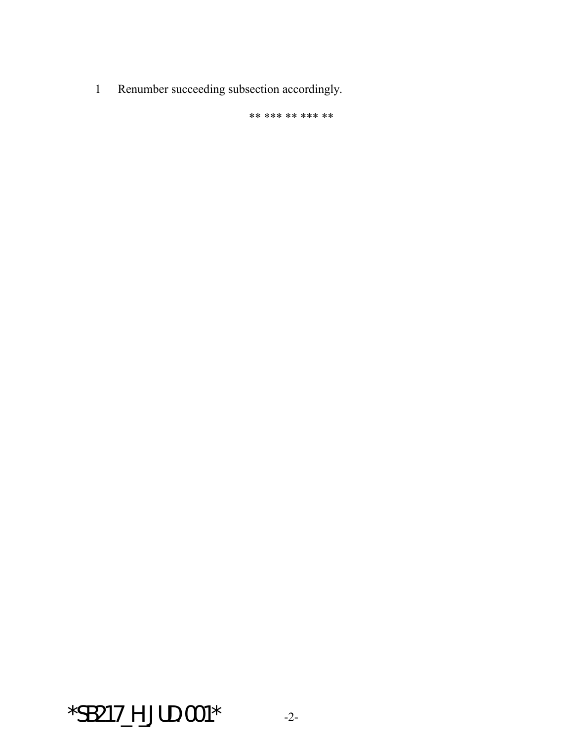1 Renumber succeeding subsection accordingly.

** *** ** *** **

*SB217_H_JUD.001*